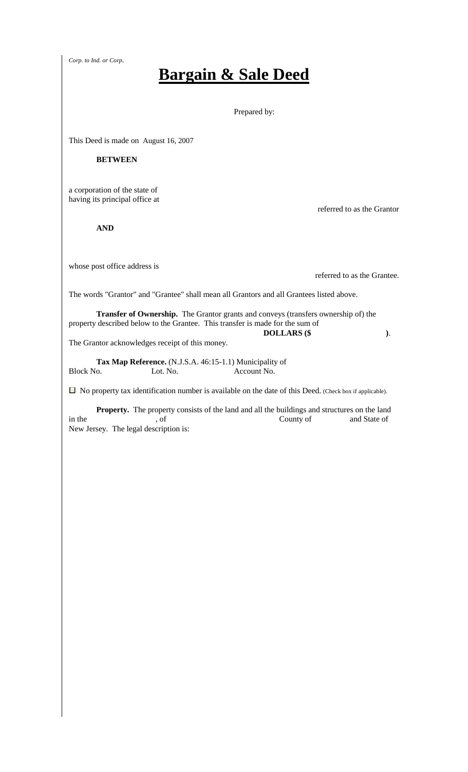*Corp. to Ind. or Corp.*

# Bargain & Sale Deed

Prepared by:

This Deed is made on August 16, 2007

**BETWEEN**

a corporation of the state of
having its principal office at

referred to as the Grantor

**AND**

whose post office address is

referred to as the Grantee.

The words "Grantor" and "Grantee" shall mean all Grantors and all Grantees listed above.

**Transfer of Ownership.** The Grantor grants and conveys (transfers ownership of) the property described below to the Grantee. This transfer is made for the sum of **DOLLARS ($ )**.
The Grantor acknowledges receipt of this money.

**Tax Map Reference.** (N.J.S.A. 46:15-1.1) Municipality of
Block No. Lot No. Account No.

☐ No property tax identification number is available on the date of this Deed. (Check box if applicable).

**Property.** The property consists of the land and all the buildings and structures on the land in the , of County of and State of New Jersey. The legal description is: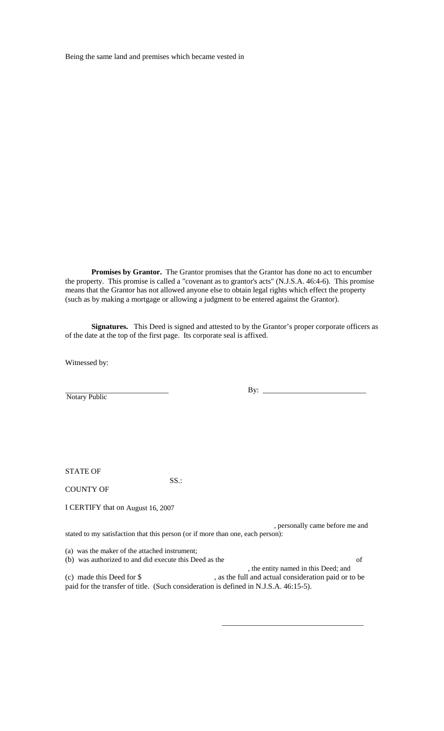Being the same land and premises which became vested in

**Promises by Grantor.** The Grantor promises that the Grantor has done no act to encumber the property. This promise is called a "covenant as to grantor's acts" (N.J.S.A. 46:4-6). This promise means that the Grantor has not allowed anyone else to obtain legal rights which effect the property (such as by making a mortgage or allowing a judgment to be entered against the Grantor).

**Signatures.** This Deed is signed and attested to by the Grantor's proper corporate officers as of the date at the top of the first page. Its corporate seal is affixed.

Witnessed by:

___________________________ By: ___________________________
Notary Public

STATE OF

SS.:

COUNTY OF

I CERTIFY that on August 16, 2007

, personally came before me and stated to my satisfaction that this person (or if more than one, each person):

(a) was the maker of the attached instrument;
(b) was authorized to and did execute this Deed as the of , the entity named in this Deed; and
(c) made this Deed for $ , as the full and actual consideration paid or to be paid for the transfer of title. (Such consideration is defined in N.J.S.A. 46:15-5).

_____________________________________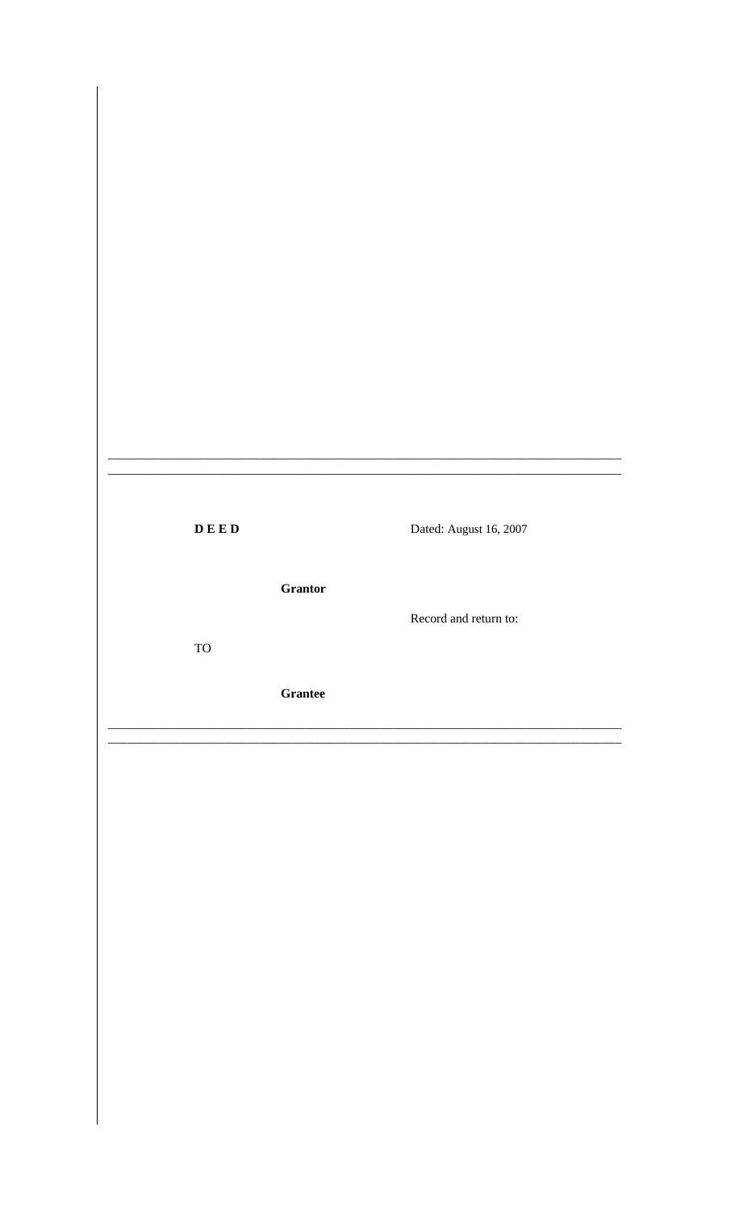---

**D E E D**

Dated: August 16, 2007

**Grantor**

Record and return to:

TO

**Grantee**

---